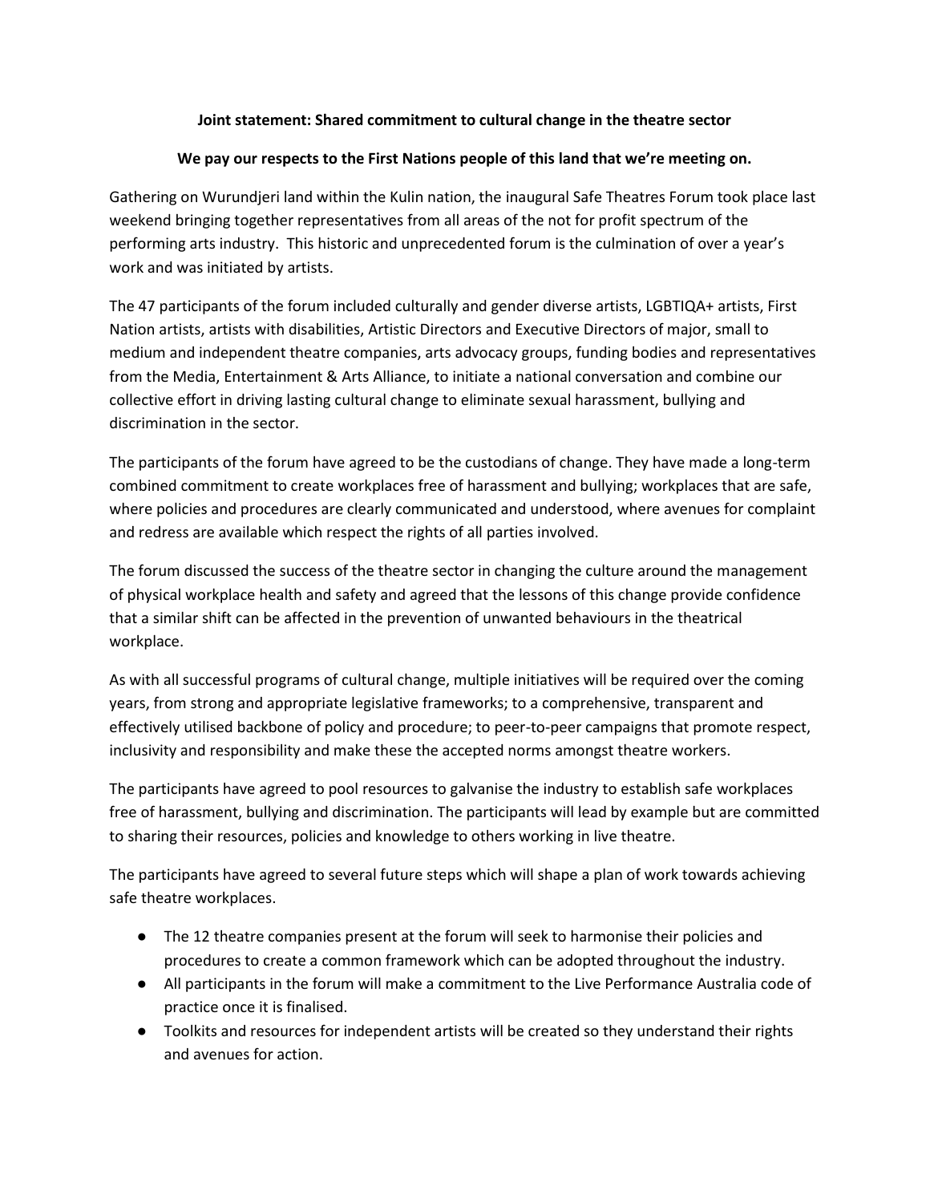**Joint statement: Shared commitment to cultural change in the theatre sector**

**We pay our respects to the First Nations people of this land that we're meeting on.**

Gathering on Wurundjeri land within the Kulin nation, the inaugural Safe Theatres Forum took place last weekend bringing together representatives from all areas of the not for profit spectrum of the performing arts industry. This historic and unprecedented forum is the culmination of over a year's work and was initiated by artists.

The 47 participants of the forum included culturally and gender diverse artists, LGBTIQA+ artists, First Nation artists, artists with disabilities, Artistic Directors and Executive Directors of major, small to medium and independent theatre companies, arts advocacy groups, funding bodies and representatives from the Media, Entertainment & Arts Alliance, to initiate a national conversation and combine our collective effort in driving lasting cultural change to eliminate sexual harassment, bullying and discrimination in the sector.

The participants of the forum have agreed to be the custodians of change. They have made a long-term combined commitment to create workplaces free of harassment and bullying; workplaces that are safe, where policies and procedures are clearly communicated and understood, where avenues for complaint and redress are available which respect the rights of all parties involved.

The forum discussed the success of the theatre sector in changing the culture around the management of physical workplace health and safety and agreed that the lessons of this change provide confidence that a similar shift can be affected in the prevention of unwanted behaviours in the theatrical workplace.

As with all successful programs of cultural change, multiple initiatives will be required over the coming years, from strong and appropriate legislative frameworks; to a comprehensive, transparent and effectively utilised backbone of policy and procedure; to peer-to-peer campaigns that promote respect, inclusivity and responsibility and make these the accepted norms amongst theatre workers.

The participants have agreed to pool resources to galvanise the industry to establish safe workplaces free of harassment, bullying and discrimination. The participants will lead by example but are committed to sharing their resources, policies and knowledge to others working in live theatre.

The participants have agreed to several future steps which will shape a plan of work towards achieving safe theatre workplaces.

- The 12 theatre companies present at the forum will seek to harmonise their policies and procedures to create a common framework which can be adopted throughout the industry.
- All participants in the forum will make a commitment to the Live Performance Australia code of practice once it is finalised.
- Toolkits and resources for independent artists will be created so they understand their rights and avenues for action.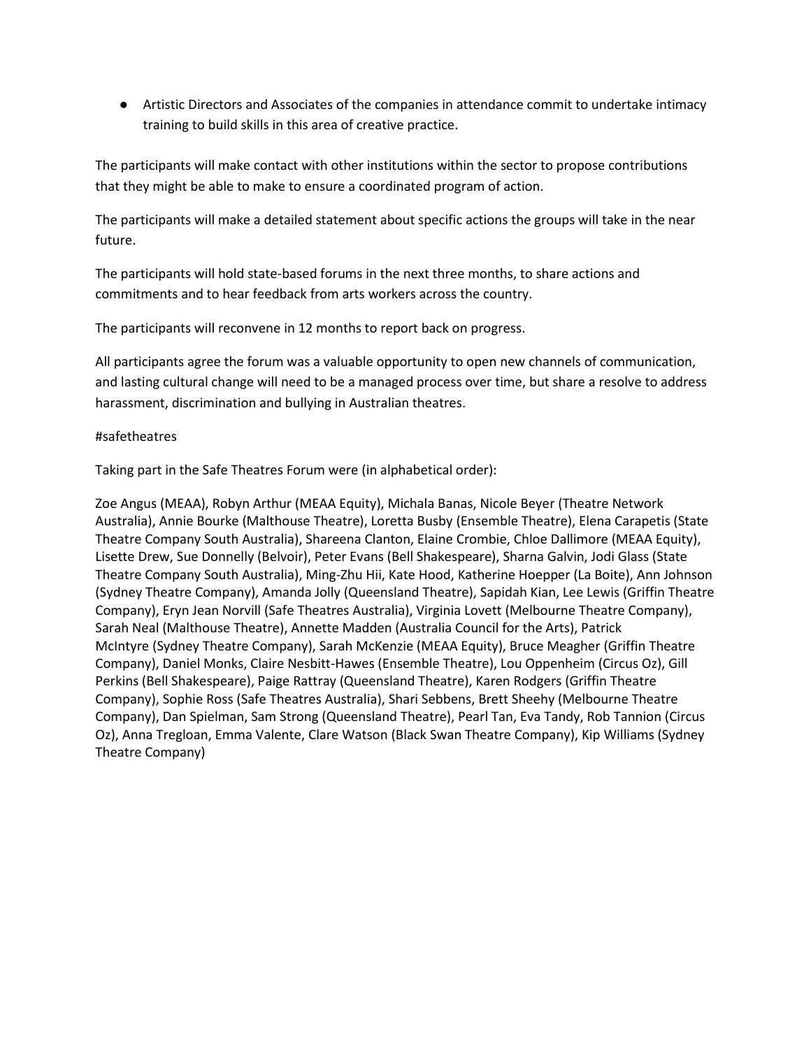- Artistic Directors and Associates of the companies in attendance commit to undertake intimacy training to build skills in this area of creative practice.

The participants will make contact with other institutions within the sector to propose contributions that they might be able to make to ensure a coordinated program of action.

The participants will make a detailed statement about specific actions the groups will take in the near future.

The participants will hold state-based forums in the next three months, to share actions and commitments and to hear feedback from arts workers across the country.

The participants will reconvene in 12 months to report back on progress.

All participants agree the forum was a valuable opportunity to open new channels of communication, and lasting cultural change will need to be a managed process over time, but share a resolve to address harassment, discrimination and bullying in Australian theatres.

#safetheatres

Taking part in the Safe Theatres Forum were (in alphabetical order):

Zoe Angus (MEAA), Robyn Arthur (MEAA Equity), Michala Banas, Nicole Beyer (Theatre Network Australia), Annie Bourke (Malthouse Theatre), Loretta Busby (Ensemble Theatre), Elena Carapetis (State Theatre Company South Australia), Shareena Clanton, Elaine Crombie, Chloe Dallimore (MEAA Equity), Lisette Drew, Sue Donnelly (Belvoir), Peter Evans (Bell Shakespeare), Sharna Galvin, Jodi Glass (State Theatre Company South Australia), Ming-Zhu Hii, Kate Hood, Katherine Hoepper (La Boite), Ann Johnson (Sydney Theatre Company), Amanda Jolly (Queensland Theatre), Sapidah Kian, Lee Lewis (Griffin Theatre Company), Eryn Jean Norvill (Safe Theatres Australia), Virginia Lovett (Melbourne Theatre Company), Sarah Neal (Malthouse Theatre), Annette Madden (Australia Council for the Arts), Patrick McIntyre (Sydney Theatre Company), Sarah McKenzie (MEAA Equity), Bruce Meagher (Griffin Theatre Company), Daniel Monks, Claire Nesbitt-Hawes (Ensemble Theatre), Lou Oppenheim (Circus Oz), Gill Perkins (Bell Shakespeare), Paige Rattray (Queensland Theatre), Karen Rodgers (Griffin Theatre Company), Sophie Ross (Safe Theatres Australia), Shari Sebbens, Brett Sheehy (Melbourne Theatre Company), Dan Spielman, Sam Strong (Queensland Theatre), Pearl Tan, Eva Tandy, Rob Tannion (Circus Oz), Anna Tregloan, Emma Valente, Clare Watson (Black Swan Theatre Company), Kip Williams (Sydney Theatre Company)